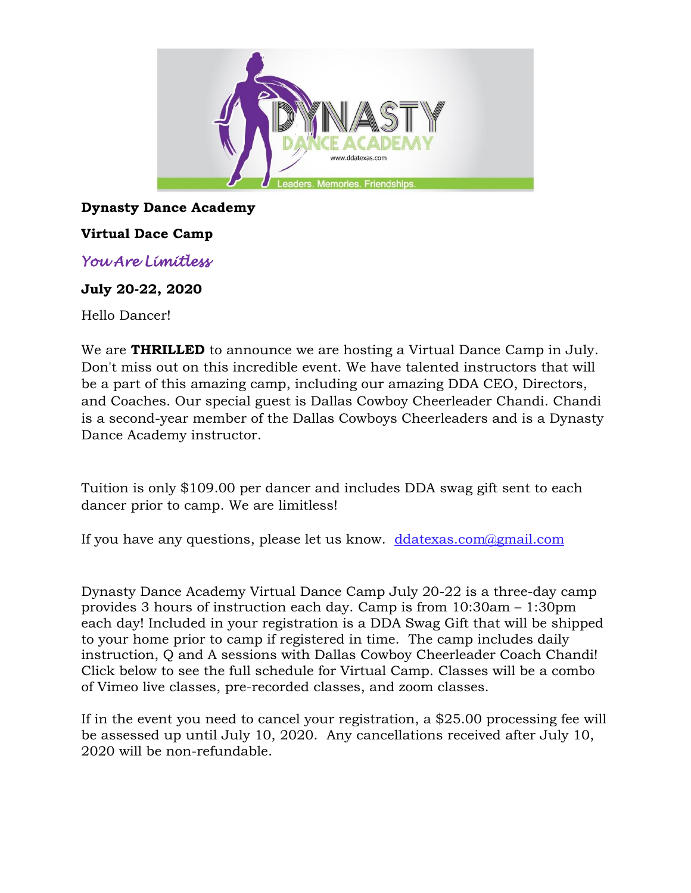**Dynasty Dance Academy**

**Virtual Dace Camp**

*You Are Limitless*

**July 20-22, 2020**

Hello Dancer!

We are **THRILLED** to announce we are hosting a Virtual Dance Camp in July. Don't miss out on this incredible event. We have talented instructors that will be a part of this amazing camp, including our amazing DDA CEO, Directors, and Coaches. Our special guest is Dallas Cowboy Cheerleader Chandi. Chandi is a second-year member of the Dallas Cowboys Cheerleaders and is a Dynasty Dance Academy instructor.

Tuition is only $109.00 per dancer and includes DDA swag gift sent to each dancer prior to camp. We are limitless!

If you have any questions, please let us know. [ddatexas.com@gmail.com](mailto:ddatexas.com@gmail.com)

Dynasty Dance Academy Virtual Dance Camp July 20-22 is a three-day camp provides 3 hours of instruction each day. Camp is from 10:30am – 1:30pm each day! Included in your registration is a DDA Swag Gift that will be shipped to your home prior to camp if registered in time. The camp includes daily instruction, Q and A sessions with Dallas Cowboy Cheerleader Coach Chandi! Click below to see the full schedule for Virtual Camp. Classes will be a combo of Vimeo live classes, pre-recorded classes, and zoom classes.

If in the event you need to cancel your registration, a $25.00 processing fee will be assessed up until July 10, 2020. Any cancellations received after July 10, 2020 will be non-refundable.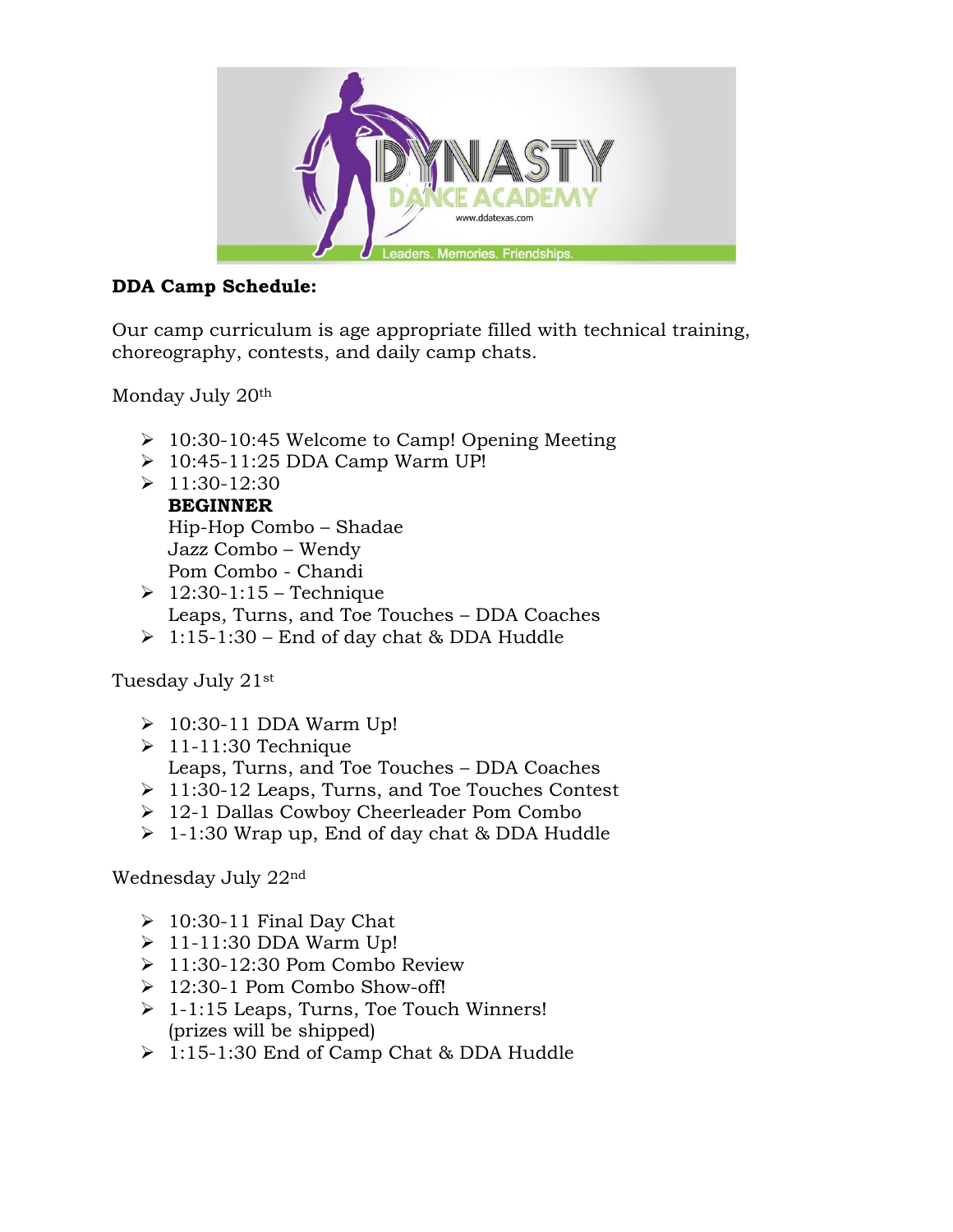**DDA Camp Schedule:**

Our camp curriculum is age appropriate filled with technical training, choreography, contests, and daily camp chats.

Monday July 20th

- 10:30-10:45 Welcome to Camp! Opening Meeting
- 10:45-11:25 DDA Camp Warm UP!
- 11:30-12:30
  **BEGINNER**
  Hip-Hop Combo – Shadae
  Jazz Combo – Wendy
  Pom Combo - Chandi
- 12:30-1:15 – Technique
  Leaps, Turns, and Toe Touches – DDA Coaches
- 1:15-1:30 – End of day chat & DDA Huddle

Tuesday July 21st

- 10:30-11 DDA Warm Up!
- 11-11:30 Technique
  Leaps, Turns, and Toe Touches – DDA Coaches
- 11:30-12 Leaps, Turns, and Toe Touches Contest
- 12-1 Dallas Cowboy Cheerleader Pom Combo
- 1-1:30 Wrap up, End of day chat & DDA Huddle

Wednesday July 22nd

- 10:30-11 Final Day Chat
- 11-11:30 DDA Warm Up!
- 11:30-12:30 Pom Combo Review
- 12:30-1 Pom Combo Show-off!
- 1-1:15 Leaps, Turns, Toe Touch Winners!
  (prizes will be shipped)
- 1:15-1:30 End of Camp Chat & DDA Huddle